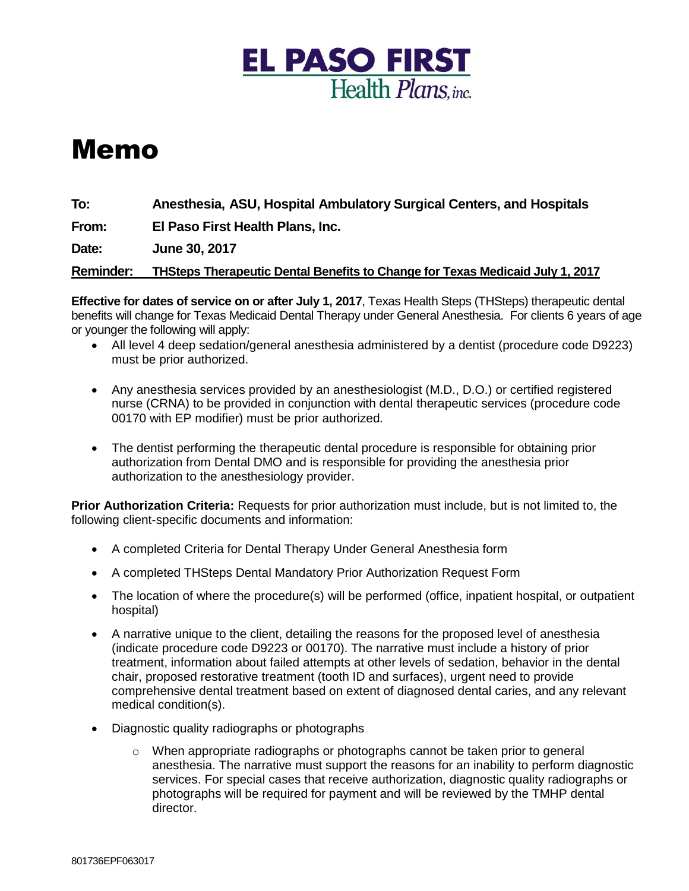# EL PASO FIRST

Health Plans, inc.

# Memo

**To:** **Anesthesia, ASU, Hospital Ambulatory Surgical Centers, and Hospitals**

**From:** **El Paso First Health Plans, Inc.**

**Date:** **June 30, 2017**

**Reminder:** **THSteps Therapeutic Dental Benefits to Change for Texas Medicaid July 1, 2017**

**Effective for dates of service on or after July 1, 2017**, Texas Health Steps (THSteps) therapeutic dental benefits will change for Texas Medicaid Dental Therapy under General Anesthesia. For clients 6 years of age or younger the following will apply:

- All level 4 deep sedation/general anesthesia administered by a dentist (procedure code D9223) must be prior authorized.
- Any anesthesia services provided by an anesthesiologist (M.D., D.O.) or certified registered nurse (CRNA) to be provided in conjunction with dental therapeutic services (procedure code 00170 with EP modifier) must be prior authorized.
- The dentist performing the therapeutic dental procedure is responsible for obtaining prior authorization from Dental DMO and is responsible for providing the anesthesia prior authorization to the anesthesiology provider.

**Prior Authorization Criteria:** Requests for prior authorization must include, but is not limited to, the following client-specific documents and information:

- A completed Criteria for Dental Therapy Under General Anesthesia form
- A completed THSteps Dental Mandatory Prior Authorization Request Form
- The location of where the procedure(s) will be performed (office, inpatient hospital, or outpatient hospital)
- A narrative unique to the client, detailing the reasons for the proposed level of anesthesia (indicate procedure code D9223 or 00170). The narrative must include a history of prior treatment, information about failed attempts at other levels of sedation, behavior in the dental chair, proposed restorative treatment (tooth ID and surfaces), urgent need to provide comprehensive dental treatment based on extent of diagnosed dental caries, and any relevant medical condition(s).
- Diagnostic quality radiographs or photographs
  - When appropriate radiographs or photographs cannot be taken prior to general anesthesia. The narrative must support the reasons for an inability to perform diagnostic services. For special cases that receive authorization, diagnostic quality radiographs or photographs will be required for payment and will be reviewed by the TMHP dental director.

801736EPF063017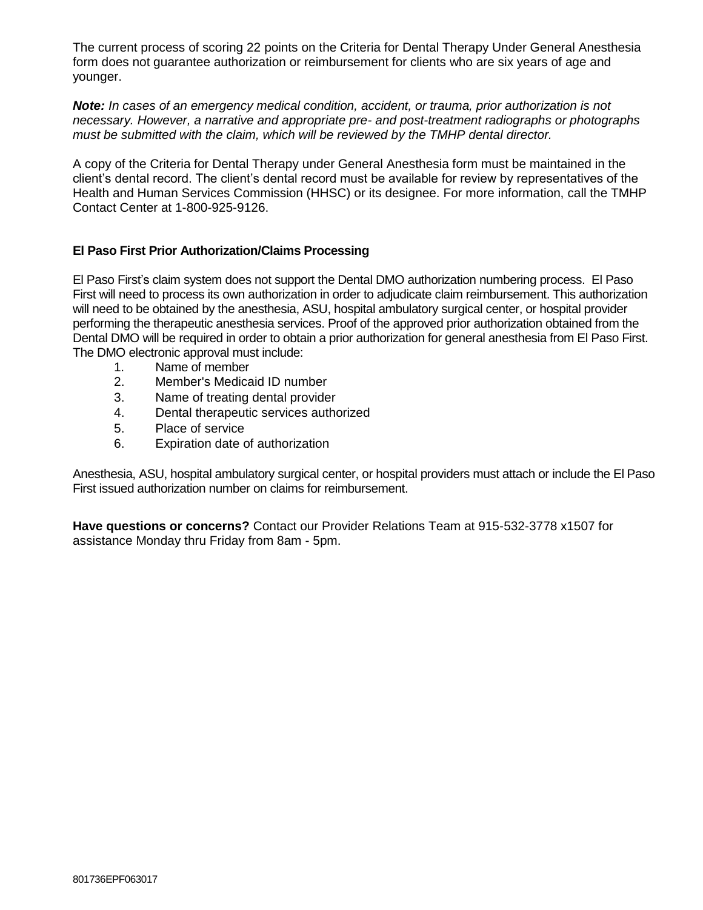The current process of scoring 22 points on the Criteria for Dental Therapy Under General Anesthesia form does not guarantee authorization or reimbursement for clients who are six years of age and younger.

***Note:*** *In cases of an emergency medical condition, accident, or trauma, prior authorization is not necessary. However, a narrative and appropriate pre- and post-treatment radiographs or photographs must be submitted with the claim, which will be reviewed by the TMHP dental director.*

A copy of the Criteria for Dental Therapy under General Anesthesia form must be maintained in the client's dental record. The client's dental record must be available for review by representatives of the Health and Human Services Commission (HHSC) or its designee. For more information, call the TMHP Contact Center at 1-800-925-9126.

**El Paso First Prior Authorization/Claims Processing**

El Paso First's claim system does not support the Dental DMO authorization numbering process. El Paso First will need to process its own authorization in order to adjudicate claim reimbursement. This authorization will need to be obtained by the anesthesia, ASU, hospital ambulatory surgical center, or hospital provider performing the therapeutic anesthesia services. Proof of the approved prior authorization obtained from the Dental DMO will be required in order to obtain a prior authorization for general anesthesia from El Paso First. The DMO electronic approval must include:

1. Name of member
2. Member's Medicaid ID number
3. Name of treating dental provider
4. Dental therapeutic services authorized
5. Place of service
6. Expiration date of authorization

Anesthesia, ASU, hospital ambulatory surgical center, or hospital providers must attach or include the El Paso First issued authorization number on claims for reimbursement.

**Have questions or concerns?** Contact our Provider Relations Team at 915-532-3778 x1507 for assistance Monday thru Friday from 8am - 5pm.

801736EPF063017